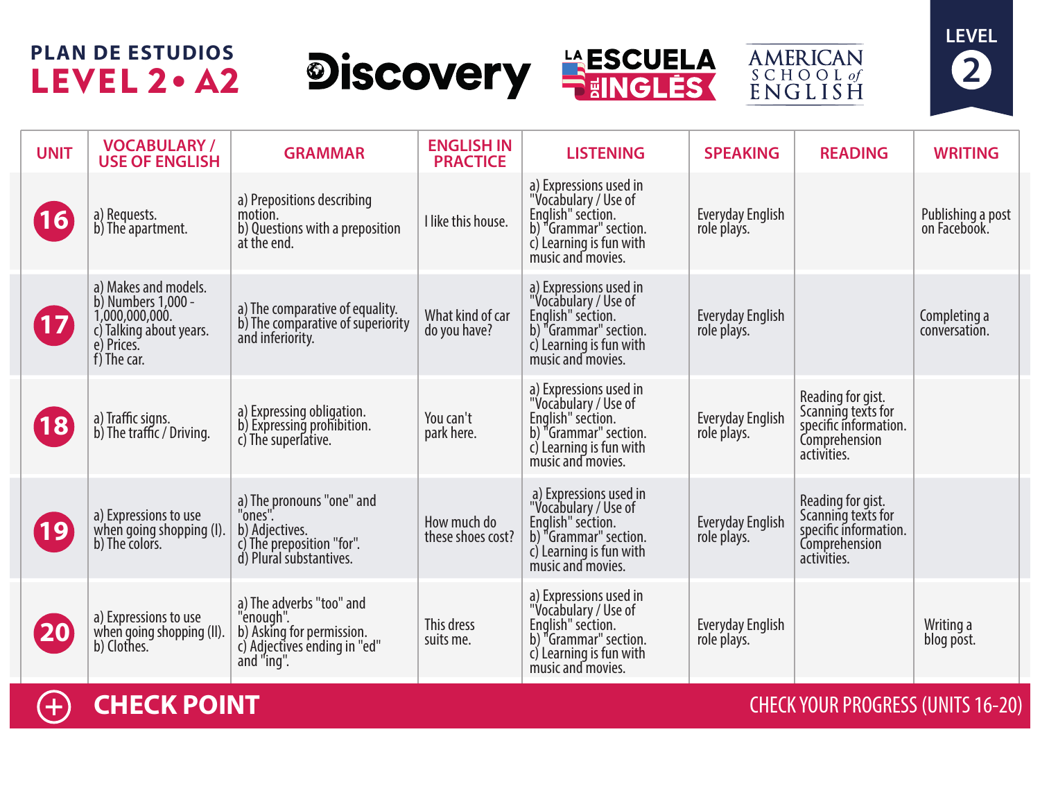# PLAN DE ESTUDIOS

## LEVEL 2 • A2

Discovery | LA ESCUELA DEL INGLÉS | AMERICAN SCHOOL of ENGLISH

LEVEL 2

| UNIT | VOCABULARY / USE OF ENGLISH | GRAMMAR | ENGLISH IN PRACTICE | LISTENING | SPEAKING | READING | WRITING |
|---|---|---|---|---|---|---|---|
| 16 | a) Requests.<br>b) The apartment. | a) Prepositions describing motion.<br>b) Questions with a preposition at the end. | I like this house. | a) Expressions used in "Vocabulary / Use of English" section.<br>b) "Grammar" section.<br>c) Learning is fun with music and movies. | Everyday English role plays. | | Publishing a post on Facebook. |
| 17 | a) Makes and models.<br>b) Numbers 1,000 - 1,000,000,000.<br>c) Talking about years.<br>e) Prices.<br>f) The car. | a) The comparative of equality.<br>b) The comparative of superiority and inferiority. | What kind of car do you have? | a) Expressions used in "Vocabulary / Use of English" section.<br>b) "Grammar" section.<br>c) Learning is fun with music and movies. | Everyday English role plays. | | Completing a conversation. |
| 18 | a) Traffic signs.<br>b) The traffic / Driving. | a) Expressing obligation.<br>b) Expressing prohibition.<br>c) The superlative. | You can't park here. | a) Expressions used in "Vocabulary / Use of English" section.<br>b) "Grammar" section.<br>c) Learning is fun with music and movies. | Everyday English role plays. | Reading for gist. Scanning texts for specific information. Comprehension activities. | |
| 19 | a) Expressions to use when going shopping (I).<br>b) The colors. | a) The pronouns "one" and "ones".<br>b) Adjectives.<br>c) The preposition "for".<br>d) Plural substantives. | How much do these shoes cost? | a) Expressions used in "Vocabulary / Use of English" section.<br>b) "Grammar" section.<br>c) Learning is fun with music and movies. | Everyday English role plays. | Reading for gist. Scanning texts for specific information. Comprehension activities. | |
| 20 | a) Expressions to use when going shopping (II).<br>b) Clothes. | a) The adverbs "too" and "enough".<br>b) Asking for permission.<br>c) Adjectives ending in "ed" and "ing". | This dress suits me. | a) Expressions used in "Vocabulary / Use of English" section.<br>b) "Grammar" section.<br>c) Learning is fun with music and movies. | Everyday English role plays. | | Writing a blog post. |

**CHECK POINT** — CHECK YOUR PROGRESS (UNITS 16-20)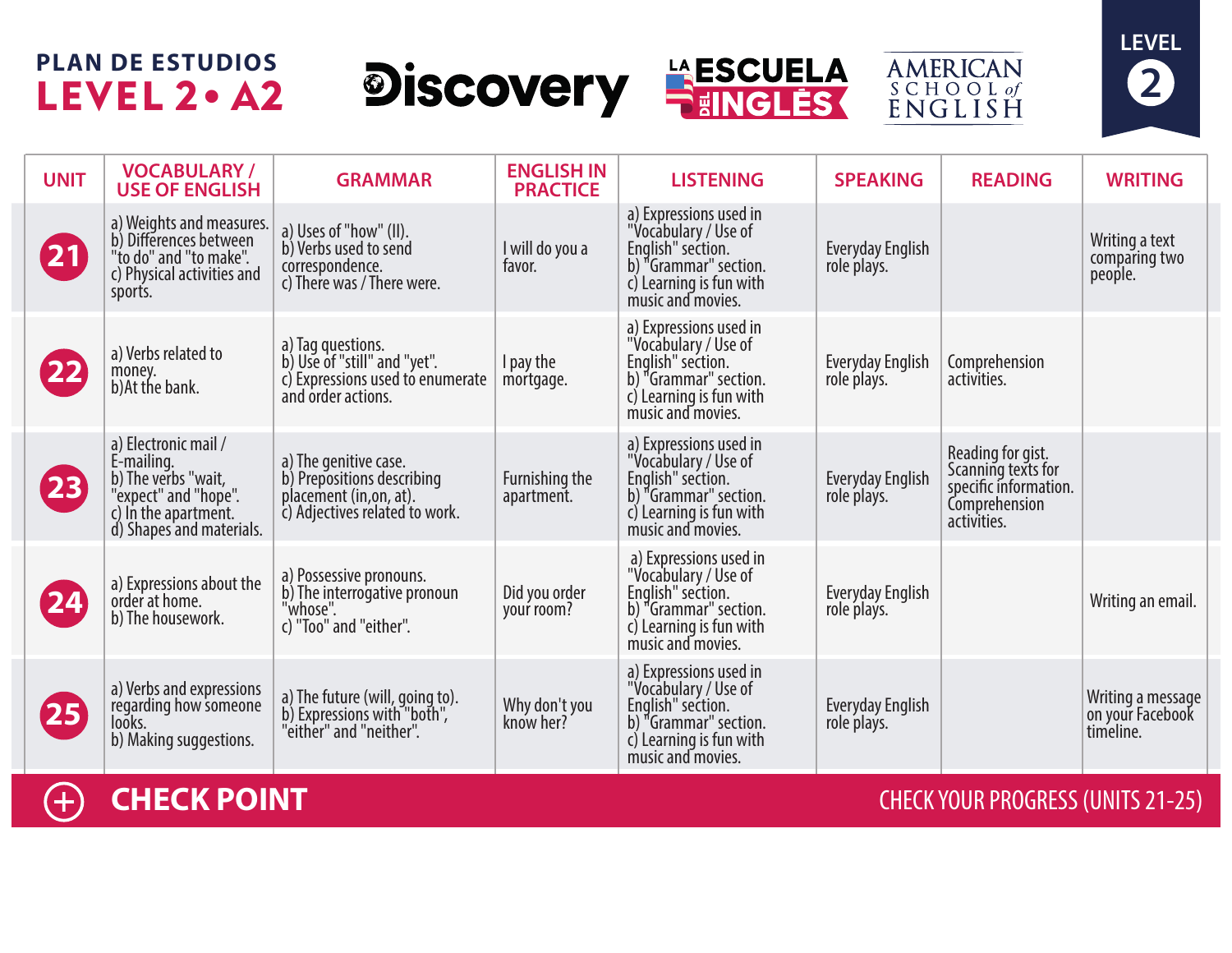# PLAN DE ESTUDIOS
## LEVEL 2 • A2

Discovery | LA ESCUELA DEL INGLÉS | AMERICAN SCHOOL of ENGLISH

LEVEL 2

| UNIT | VOCABULARY / USE OF ENGLISH | GRAMMAR | ENGLISH IN PRACTICE | LISTENING | SPEAKING | READING | WRITING |
|---|---|---|---|---|---|---|---|
| 21 | a) Weights and measures. b) Differences between "to do" and "to make". c) Physical activities and sports. | a) Uses of "how" (II). b) Verbs used to send correspondence. c) There was / There were. | I will do you a favor. | a) Expressions used in "Vocabulary / Use of English" section. b) "Grammar" section. c) Learning is fun with music and movies. | Everyday English role plays. | | Writing a text comparing two people. |
| 22 | a) Verbs related to money. b)At the bank. | a) Tag questions. b) Use of "still" and "yet". c) Expressions used to enumerate and order actions. | I pay the mortgage. | a) Expressions used in "Vocabulary / Use of English" section. b) "Grammar" section. c) Learning is fun with music and movies. | Everyday English role plays. | Comprehension activities. | |
| 23 | a) Electronic mail / E-mailing. b) The verbs "wait, "expect" and "hope". c) In the apartment. d) Shapes and materials. | a) The genitive case. b) Prepositions describing placement (in,on, at). c) Adjectives related to work. | Furnishing the apartment. | a) Expressions used in "Vocabulary / Use of English" section. b) "Grammar" section. c) Learning is fun with music and movies. | Everyday English role plays. | Reading for gist. Scanning texts for specific information. Comprehension activities. | |
| 24 | a) Expressions about the order at home. b) The housework. | a) Possessive pronouns. b) The interrogative pronoun "whose". c) "Too" and "either". | Did you order your room? | a) Expressions used in "Vocabulary / Use of English" section. b) "Grammar" section. c) Learning is fun with music and movies. | Everyday English role plays. | | Writing an email. |
| 25 | a) Verbs and expressions regarding how someone looks. b) Making suggestions. | a) The future (will, going to). b) Expressions with "both", "either" and "neither". | Why don't you know her? | a) Expressions used in "Vocabulary / Use of English" section. b) "Grammar" section. c) Learning is fun with music and movies. | Everyday English role plays. | | Writing a message on your Facebook timeline. |

**CHECK POINT** — CHECK YOUR PROGRESS (UNITS 21-25)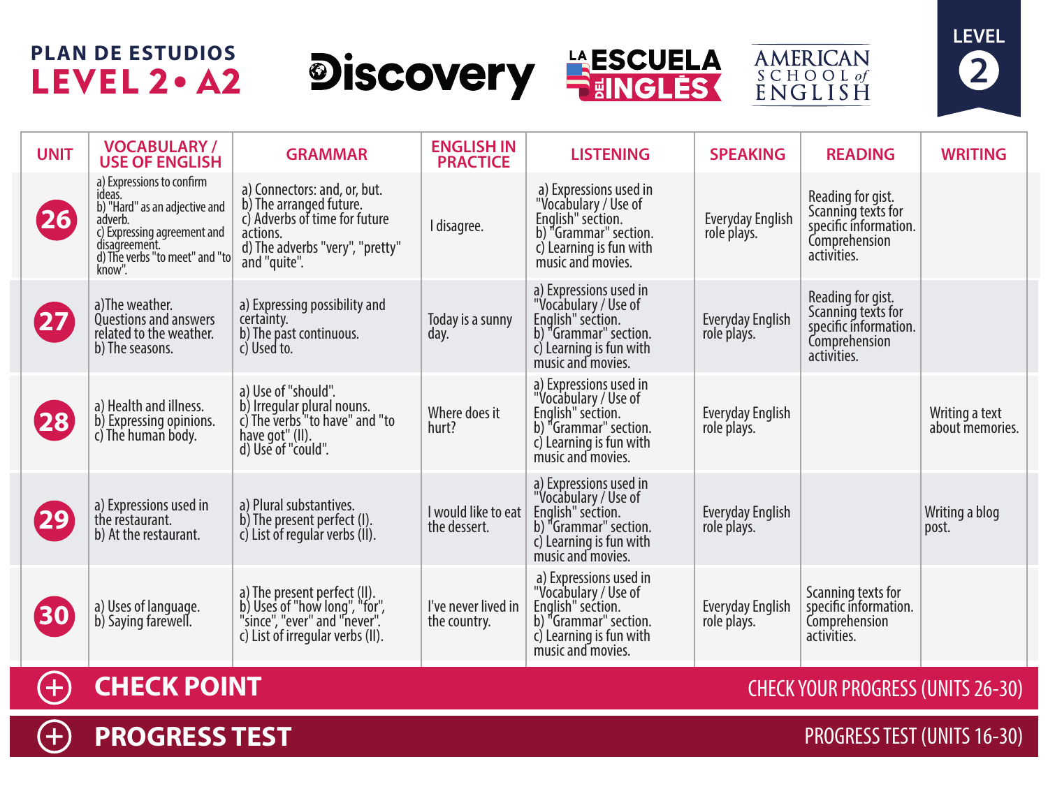# PLAN DE ESTUDIOS
# LEVEL 2 • A2

Discovery | LA ESCUELA DEL INGLÉS | AMERICAN SCHOOL of ENGLISH

LEVEL 2

| UNIT | VOCABULARY / USE OF ENGLISH | GRAMMAR | ENGLISH IN PRACTICE | LISTENING | SPEAKING | READING | WRITING |
|---|---|---|---|---|---|---|---|
| 26 | a) Expressions to confirm ideas. b) "Hard" as an adjective and adverb. c) Expressing agreement and disagreement. d) The verbs "to meet" and "to know". | a) Connectors: and, or, but. b) The arranged future. c) Adverbs of time for future actions. d) The adverbs "very", "pretty" and "quite". | I disagree. | a) Expressions used in "Vocabulary / Use of English" section. b) "Grammar" section. c) Learning is fun with music and movies. | Everyday English role plays. | Reading for gist. Scanning texts for specific information. Comprehension activities. | |
| 27 | a)The weather. Questions and answers related to the weather. b) The seasons. | a) Expressing possibility and certainty. b) The past continuous. c) Used to. | Today is a sunny day. | a) Expressions used in "Vocabulary / Use of English" section. b) "Grammar" section. c) Learning is fun with music and movies. | Everyday English role plays. | Reading for gist. Scanning texts for specific information. Comprehension activities. | |
| 28 | a) Health and illness. b) Expressing opinions. c) The human body. | a) Use of "should". b) Irregular plural nouns. c) The verbs "to have" and "to have got" (II). d) Use of "could". | Where does it hurt? | a) Expressions used in "Vocabulary / Use of English" section. b) "Grammar" section. c) Learning is fun with music and movies. | Everyday English role plays. | | Writing a text about memories. |
| 29 | a) Expressions used in the restaurant. b) At the restaurant. | a) Plural substantives. b) The present perfect (I). c) List of regular verbs (II). | I would like to eat the dessert. | a) Expressions used in "Vocabulary / Use of English" section. b) "Grammar" section. c) Learning is fun with music and movies. | Everyday English role plays. | | Writing a blog post. |
| 30 | a) Uses of language. b) Saying farewell. | a) The present perfect (II). b) Uses of "how long", "for", "since", "ever" and "never". c) List of irregular verbs (II). | I've never lived in the country. | a) Expressions used in "Vocabulary / Use of English" section. b) "Grammar" section. c) Learning is fun with music and movies. | Everyday English role plays. | Scanning texts for specific information. Comprehension activities. | |

**CHECK POINT** — CHECK YOUR PROGRESS (UNITS 26-30)

**PROGRESS TEST** — PROGRESS TEST (UNITS 16-30)